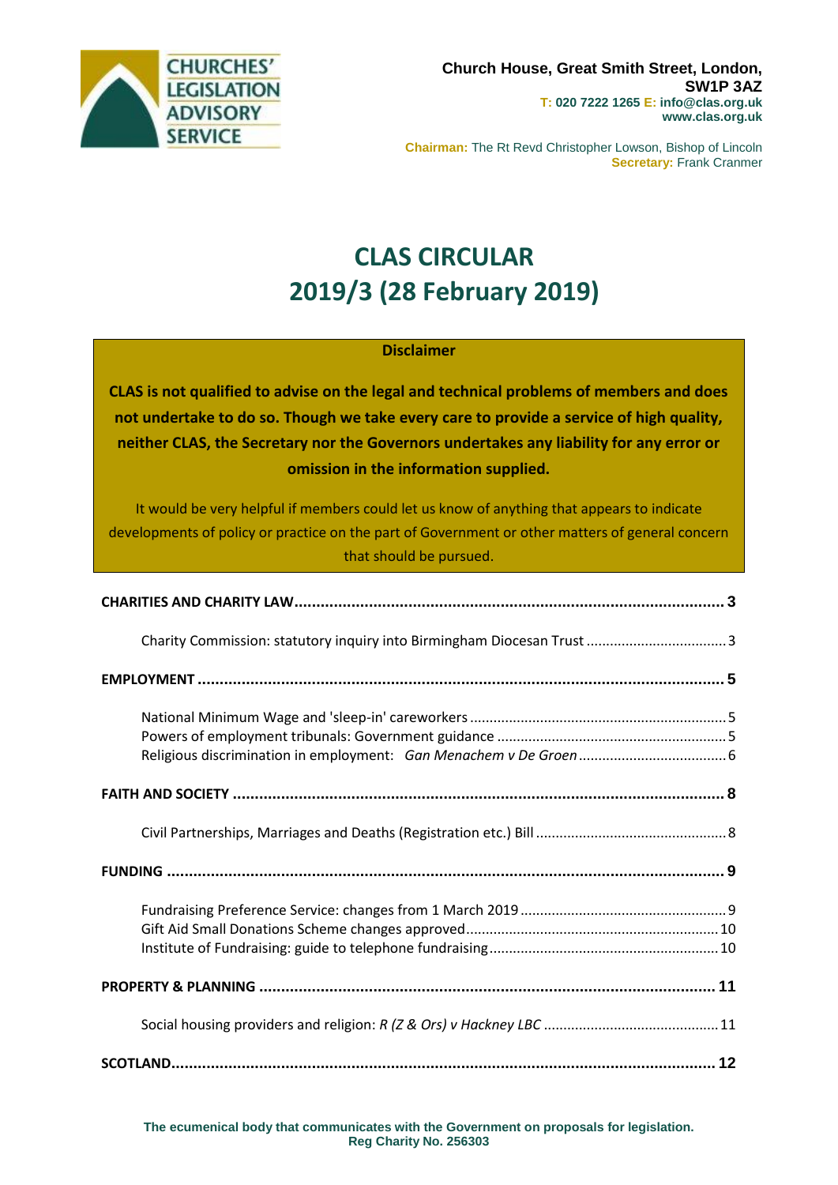CHURCHES' LEGISLATION ADVISORY SERVICE

**Church House, Great Smith Street, London, SW1P 3AZ**
**T: 020 7222 1265 E: info@clas.org.uk**
**www.clas.org.uk**

**Chairman:** The Rt Revd Christopher Lowson, Bishop of Lincoln
**Secretary:** Frank Cranmer

# CLAS CIRCULAR
# 2019/3 (28 February 2019)

**Disclaimer**

**CLAS is not qualified to advise on the legal and technical problems of members and does not undertake to do so. Though we take every care to provide a service of high quality, neither CLAS, the Secretary nor the Governors undertakes any liability for any error or omission in the information supplied.**

It would be very helpful if members could let us know of anything that appears to indicate developments of policy or practice on the part of Government or other matters of general concern that should be pursued.

**CHARITIES AND CHARITY LAW** .......... 3

- Charity Commission: statutory inquiry into Birmingham Diocesan Trust .......... 3

**EMPLOYMENT** .......... 5

- National Minimum Wage and 'sleep-in' careworkers .......... 5
- Powers of employment tribunals: Government guidance .......... 5
- Religious discrimination in employment: *Gan Menachem v De Groen* .......... 6

**FAITH AND SOCIETY** .......... 8

- Civil Partnerships, Marriages and Deaths (Registration etc.) Bill .......... 8

**FUNDING** .......... 9

- Fundraising Preference Service: changes from 1 March 2019 .......... 9
- Gift Aid Small Donations Scheme changes approved .......... 10
- Institute of Fundraising: guide to telephone fundraising .......... 10

**PROPERTY & PLANNING** .......... 11

- Social housing providers and religion: *R (Z & Ors) v Hackney LBC* .......... 11

**SCOTLAND** .......... 12

**The ecumenical body that communicates with the Government on proposals for legislation.**
**Reg Charity No. 256303**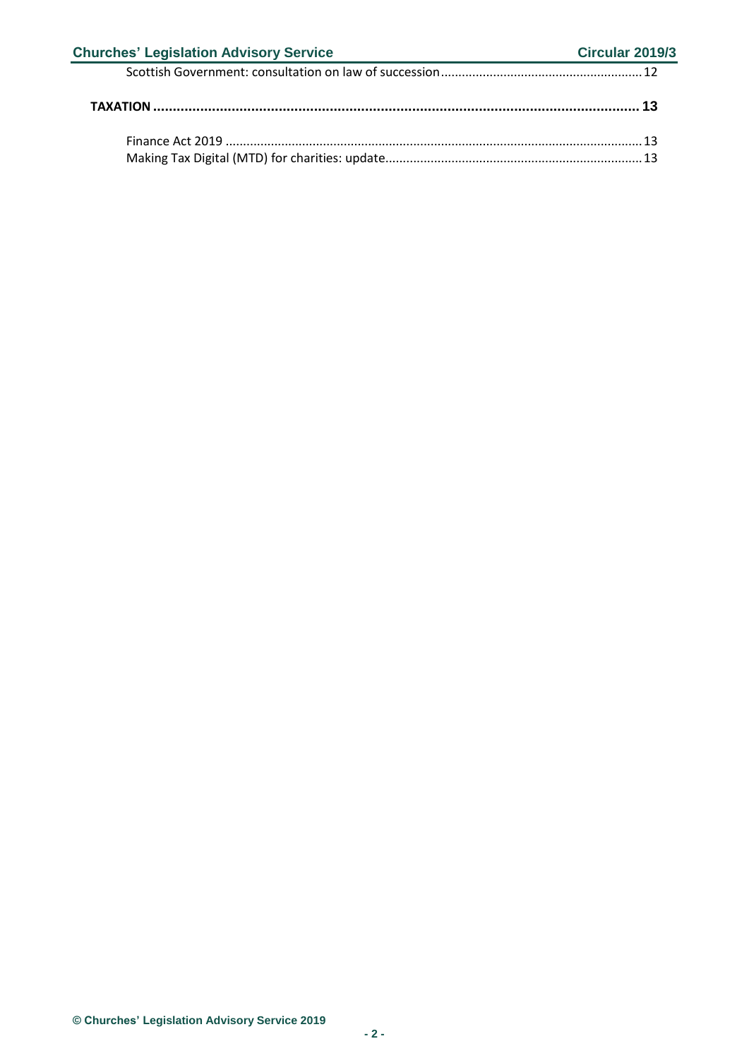Scottish Government: consultation on law of succession ........................................................ 12

**TAXATION ........................................................................................................................ 13**

Finance Act 2019 ....................................................................................................................... 13
Making Tax Digital (MTD) for charities: update......................................................................... 13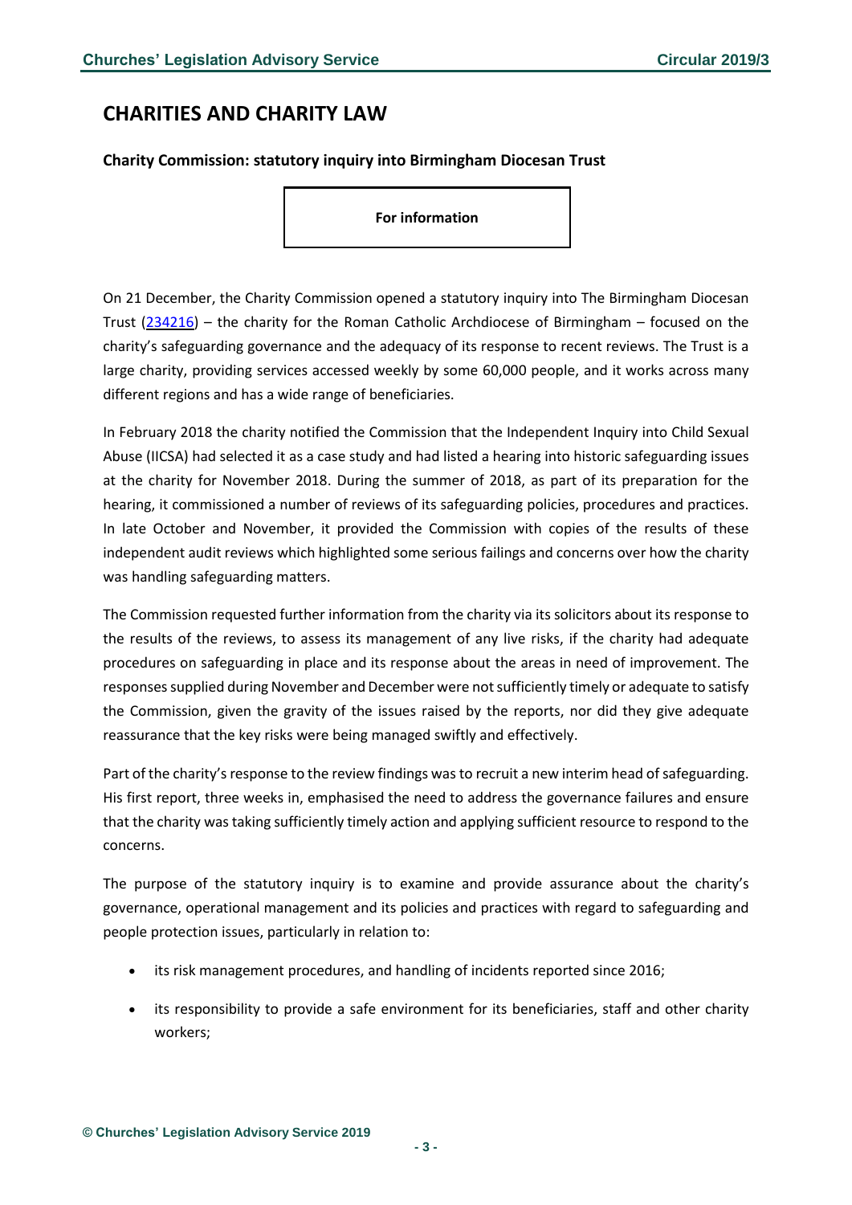# CHARITIES AND CHARITY LAW

### Charity Commission: statutory inquiry into Birmingham Diocesan Trust

**For information**

On 21 December, the Charity Commission opened a statutory inquiry into The Birmingham Diocesan Trust (234216) – the charity for the Roman Catholic Archdiocese of Birmingham – focused on the charity's safeguarding governance and the adequacy of its response to recent reviews. The Trust is a large charity, providing services accessed weekly by some 60,000 people, and it works across many different regions and has a wide range of beneficiaries.

In February 2018 the charity notified the Commission that the Independent Inquiry into Child Sexual Abuse (IICSA) had selected it as a case study and had listed a hearing into historic safeguarding issues at the charity for November 2018. During the summer of 2018, as part of its preparation for the hearing, it commissioned a number of reviews of its safeguarding policies, procedures and practices. In late October and November, it provided the Commission with copies of the results of these independent audit reviews which highlighted some serious failings and concerns over how the charity was handling safeguarding matters.

The Commission requested further information from the charity via its solicitors about its response to the results of the reviews, to assess its management of any live risks, if the charity had adequate procedures on safeguarding in place and its response about the areas in need of improvement. The responses supplied during November and December were not sufficiently timely or adequate to satisfy the Commission, given the gravity of the issues raised by the reports, nor did they give adequate reassurance that the key risks were being managed swiftly and effectively.

Part of the charity's response to the review findings was to recruit a new interim head of safeguarding. His first report, three weeks in, emphasised the need to address the governance failures and ensure that the charity was taking sufficiently timely action and applying sufficient resource to respond to the concerns.

The purpose of the statutory inquiry is to examine and provide assurance about the charity's governance, operational management and its policies and practices with regard to safeguarding and people protection issues, particularly in relation to:

- its risk management procedures, and handling of incidents reported since 2016;
- its responsibility to provide a safe environment for its beneficiaries, staff and other charity workers;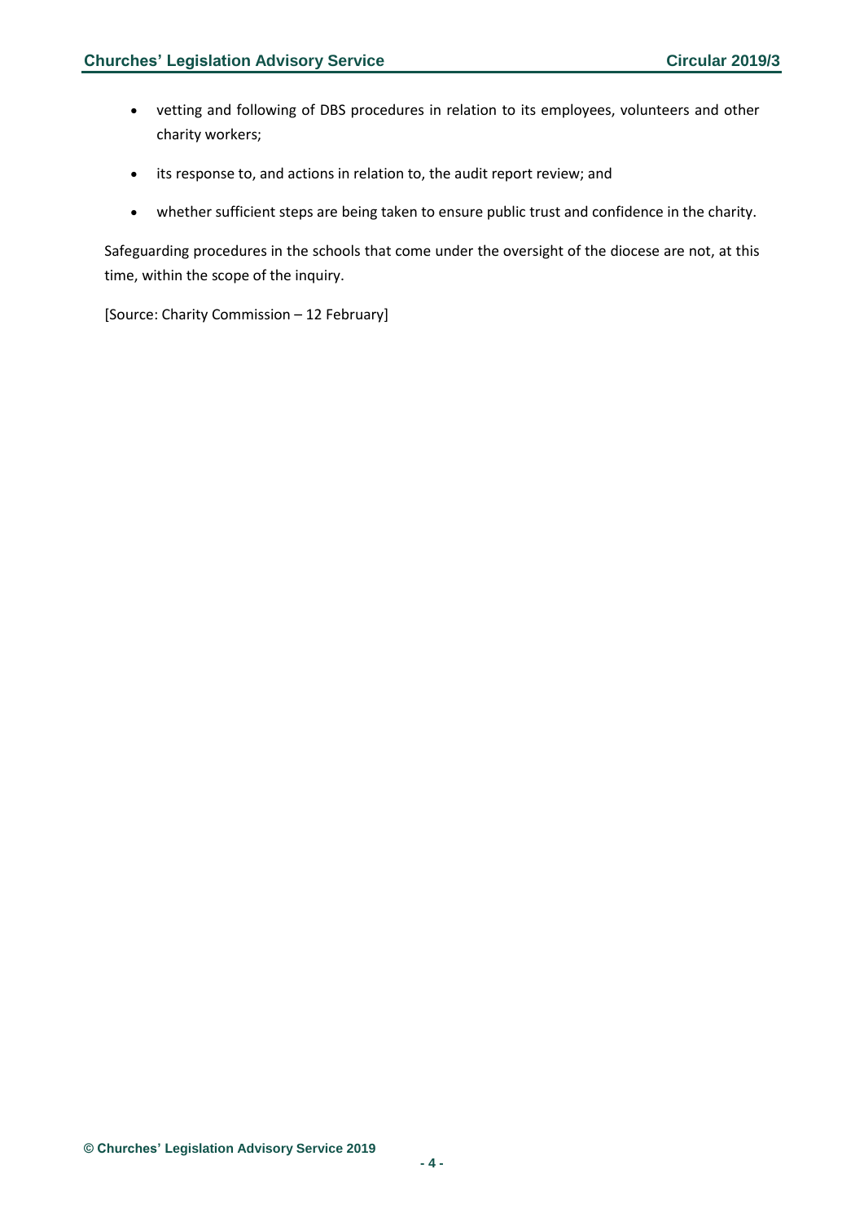- vetting and following of DBS procedures in relation to its employees, volunteers and other charity workers;
- its response to, and actions in relation to, the audit report review; and
- whether sufficient steps are being taken to ensure public trust and confidence in the charity.

Safeguarding procedures in the schools that come under the oversight of the diocese are not, at this time, within the scope of the inquiry.

[Source: Charity Commission – 12 February]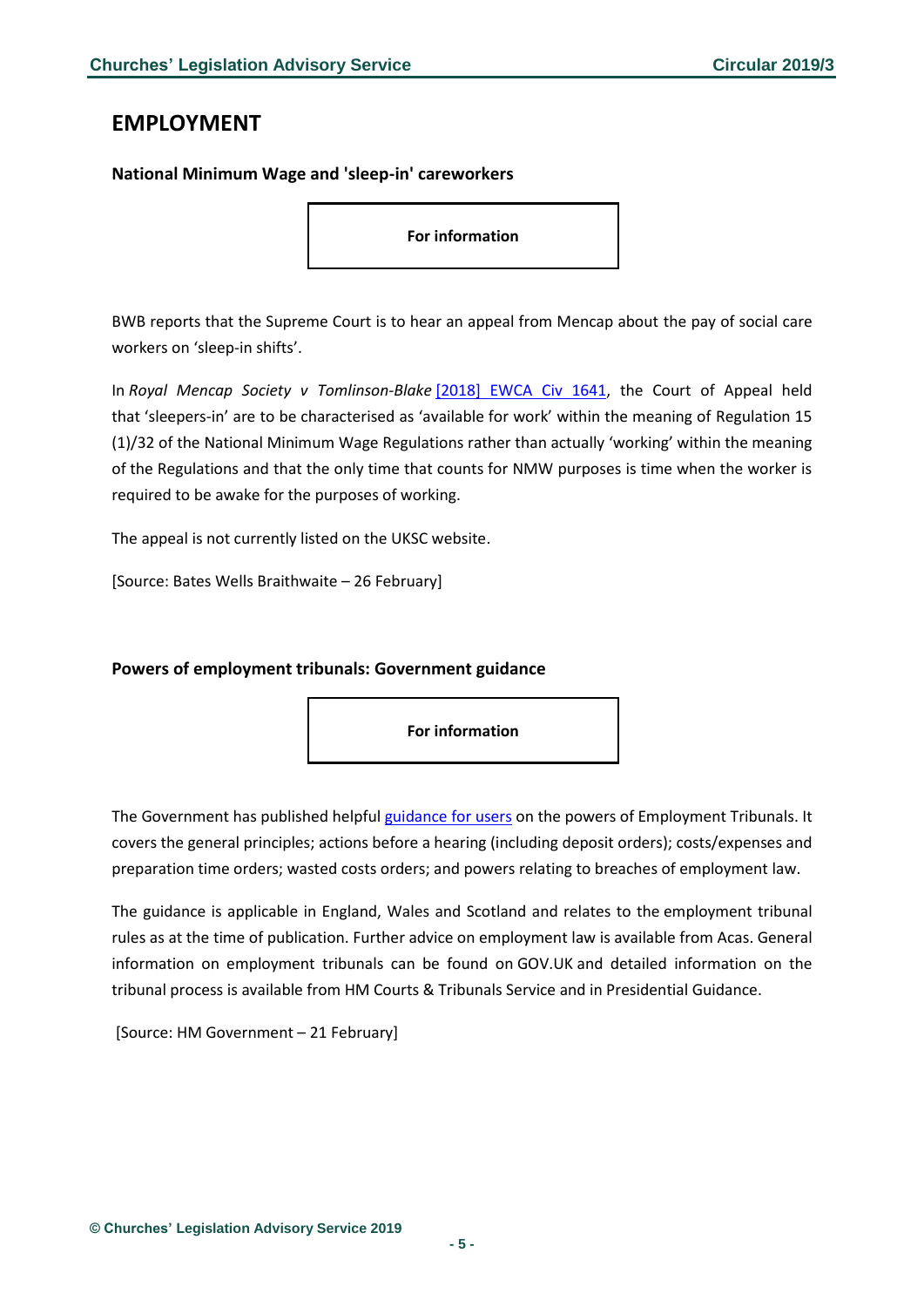## EMPLOYMENT

### National Minimum Wage and 'sleep-in' careworkers

**For information**

BWB reports that the Supreme Court is to hear an appeal from Mencap about the pay of social care workers on 'sleep-in shifts'.

In *Royal Mencap Society v Tomlinson-Blake* [2018] EWCA Civ 1641, the Court of Appeal held that 'sleepers-in' are to be characterised as 'available for work' within the meaning of Regulation 15 (1)/32 of the National Minimum Wage Regulations rather than actually 'working' within the meaning of the Regulations and that the only time that counts for NMW purposes is time when the worker is required to be awake for the purposes of working.

The appeal is not currently listed on the UKSC website.

[Source: Bates Wells Braithwaite – 26 February]

### Powers of employment tribunals: Government guidance

**For information**

The Government has published helpful guidance for users on the powers of Employment Tribunals. It covers the general principles; actions before a hearing (including deposit orders); costs/expenses and preparation time orders; wasted costs orders; and powers relating to breaches of employment law.

The guidance is applicable in England, Wales and Scotland and relates to the employment tribunal rules as at the time of publication. Further advice on employment law is available from Acas. General information on employment tribunals can be found on GOV.UK and detailed information on the tribunal process is available from HM Courts & Tribunals Service and in Presidential Guidance.

[Source: HM Government – 21 February]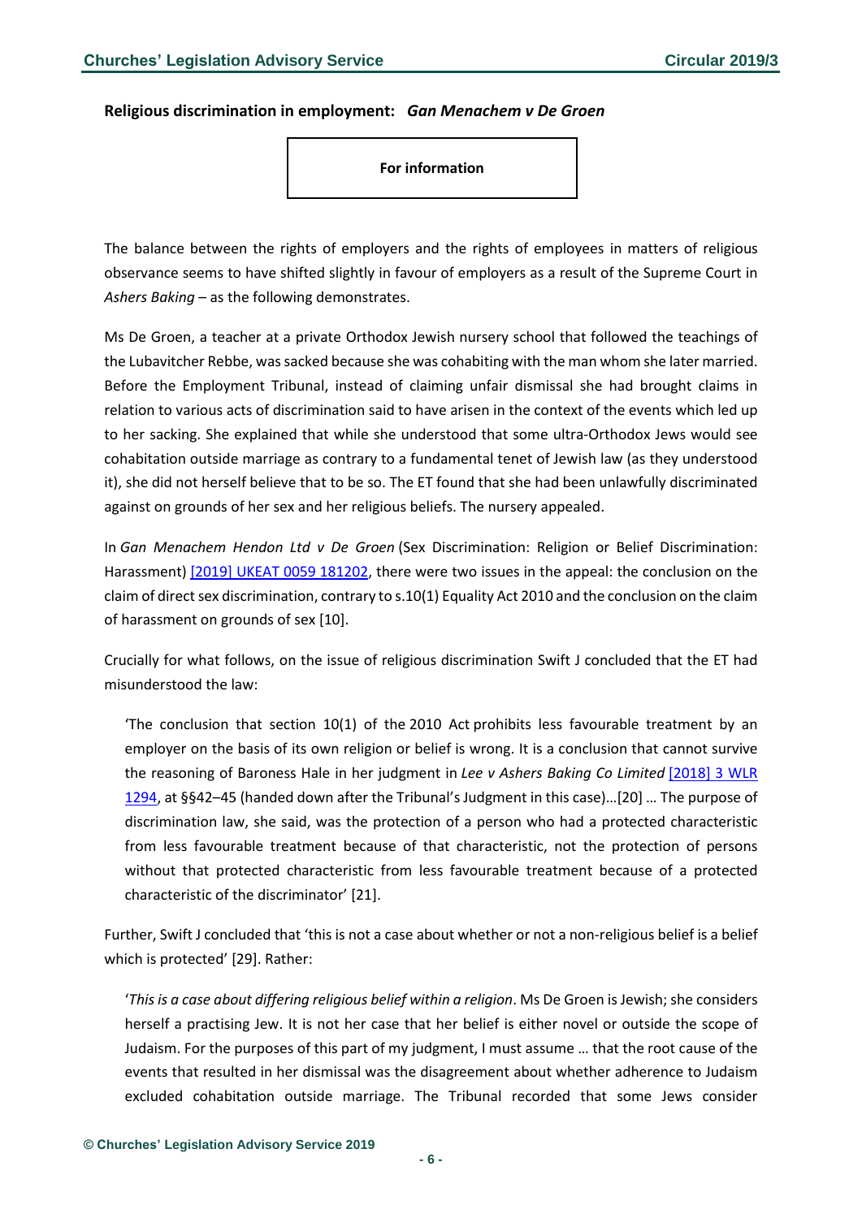**Religious discrimination in employment: *Gan Menachem v De Groen***

**For information**

The balance between the rights of employers and the rights of employees in matters of religious observance seems to have shifted slightly in favour of employers as a result of the Supreme Court in *Ashers Baking* – as the following demonstrates.

Ms De Groen, a teacher at a private Orthodox Jewish nursery school that followed the teachings of the Lubavitcher Rebbe, was sacked because she was cohabiting with the man whom she later married. Before the Employment Tribunal, instead of claiming unfair dismissal she had brought claims in relation to various acts of discrimination said to have arisen in the context of the events which led up to her sacking. She explained that while she understood that some ultra-Orthodox Jews would see cohabitation outside marriage as contrary to a fundamental tenet of Jewish law (as they understood it), she did not herself believe that to be so. The ET found that she had been unlawfully discriminated against on grounds of her sex and her religious beliefs. The nursery appealed.

In *Gan Menachem Hendon Ltd v De Groen* (Sex Discrimination: Religion or Belief Discrimination: Harassment) [2019] UKEAT 0059 181202, there were two issues in the appeal: the conclusion on the claim of direct sex discrimination, contrary to s.10(1) Equality Act 2010 and the conclusion on the claim of harassment on grounds of sex [10].

Crucially for what follows, on the issue of religious discrimination Swift J concluded that the ET had misunderstood the law:

> 'The conclusion that section 10(1) of the 2010 Act prohibits less favourable treatment by an employer on the basis of its own religion or belief is wrong. It is a conclusion that cannot survive the reasoning of Baroness Hale in her judgment in *Lee v Ashers Baking Co Limited* [2018] 3 WLR 1294, at §§42–45 (handed down after the Tribunal's Judgment in this case)…[20] … The purpose of discrimination law, she said, was the protection of a person who had a protected characteristic from less favourable treatment because of that characteristic, not the protection of persons without that protected characteristic from less favourable treatment because of a protected characteristic of the discriminator' [21].

Further, Swift J concluded that 'this is not a case about whether or not a non-religious belief is a belief which is protected' [29]. Rather:

> '*This is a case about differing religious belief within a religion*. Ms De Groen is Jewish; she considers herself a practising Jew. It is not her case that her belief is either novel or outside the scope of Judaism. For the purposes of this part of my judgment, I must assume … that the root cause of the events that resulted in her dismissal was the disagreement about whether adherence to Judaism excluded cohabitation outside marriage. The Tribunal recorded that some Jews consider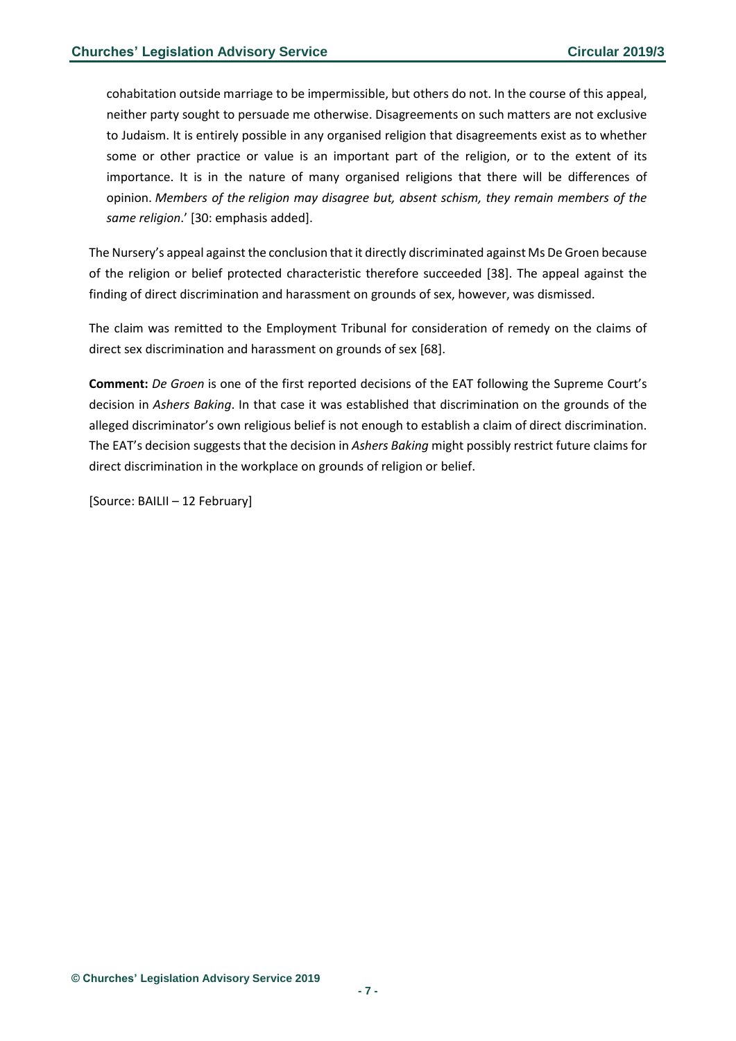> cohabitation outside marriage to be impermissible, but others do not. In the course of this appeal, neither party sought to persuade me otherwise. Disagreements on such matters are not exclusive to Judaism. It is entirely possible in any organised religion that disagreements exist as to whether some or other practice or value is an important part of the religion, or to the extent of its importance. It is in the nature of many organised religions that there will be differences of opinion. *Members of the religion may disagree but, absent schism, they remain members of the same religion*.' [30: emphasis added].

The Nursery's appeal against the conclusion that it directly discriminated against Ms De Groen because of the religion or belief protected characteristic therefore succeeded [38]. The appeal against the finding of direct discrimination and harassment on grounds of sex, however, was dismissed.

The claim was remitted to the Employment Tribunal for consideration of remedy on the claims of direct sex discrimination and harassment on grounds of sex [68].

**Comment:** *De Groen* is one of the first reported decisions of the EAT following the Supreme Court's decision in *Ashers Baking*. In that case it was established that discrimination on the grounds of the alleged discriminator's own religious belief is not enough to establish a claim of direct discrimination. The EAT's decision suggests that the decision in *Ashers Baking* might possibly restrict future claims for direct discrimination in the workplace on grounds of religion or belief.

[Source: BAILII – 12 February]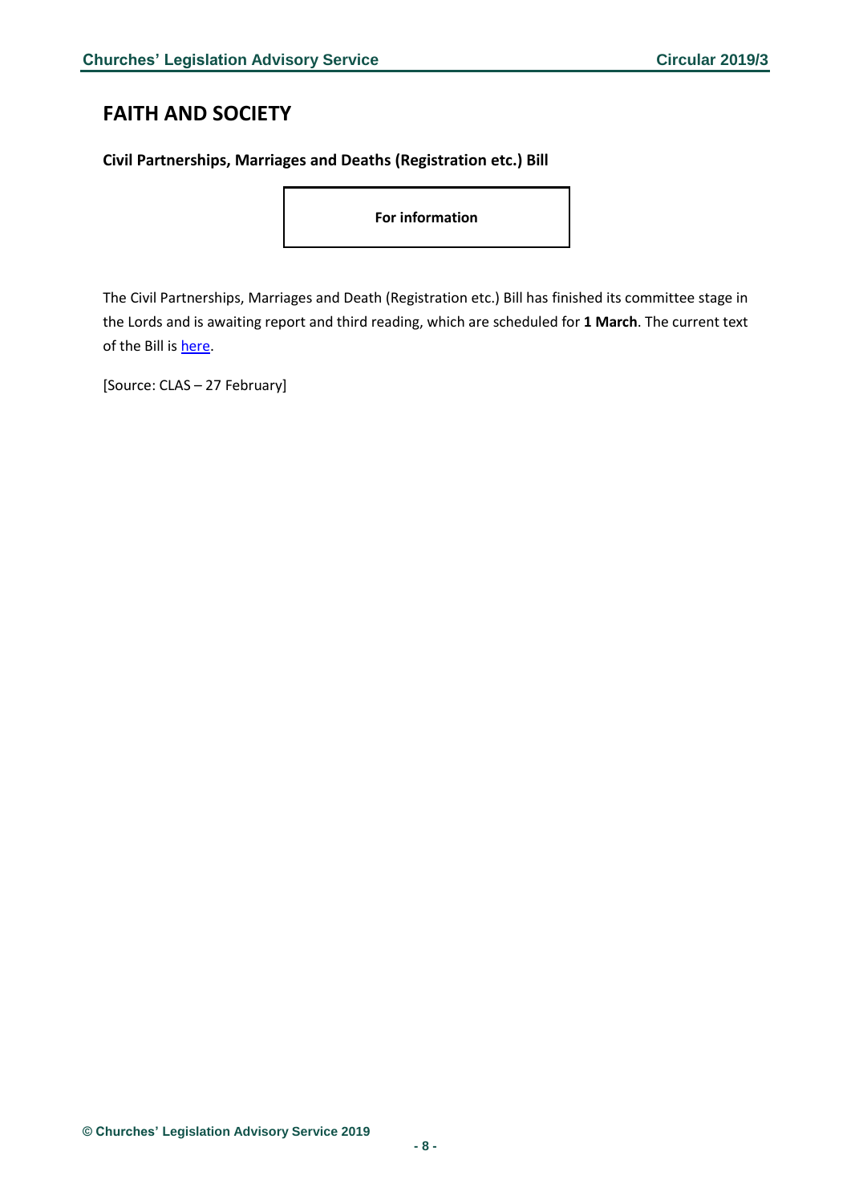## FAITH AND SOCIETY

### Civil Partnerships, Marriages and Deaths (Registration etc.) Bill

**For information**

The Civil Partnerships, Marriages and Death (Registration etc.) Bill has finished its committee stage in the Lords and is awaiting report and third reading, which are scheduled for **1 March**. The current text of the Bill is here.

[Source: CLAS – 27 February]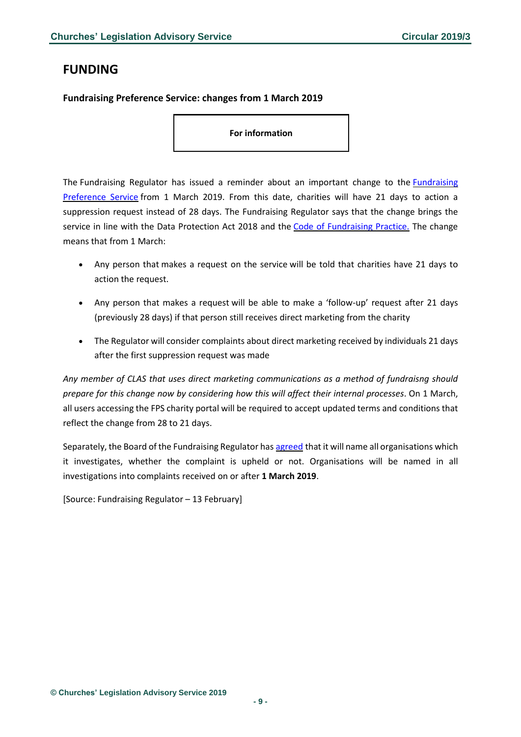# FUNDING

### Fundraising Preference Service: changes from 1 March 2019

**For information**

The Fundraising Regulator has issued a reminder about an important change to the Fundraising Preference Service from 1 March 2019. From this date, charities will have 21 days to action a suppression request instead of 28 days. The Fundraising Regulator says that the change brings the service in line with the Data Protection Act 2018 and the Code of Fundraising Practice. The change means that from 1 March:

- Any person that makes a request on the service will be told that charities have 21 days to action the request.
- Any person that makes a request will be able to make a 'follow-up' request after 21 days (previously 28 days) if that person still receives direct marketing from the charity
- The Regulator will consider complaints about direct marketing received by individuals 21 days after the first suppression request was made

*Any member of CLAS that uses direct marketing communications as a method of fundraisng should prepare for this change now by considering how this will affect their internal processes*. On 1 March, all users accessing the FPS charity portal will be required to accept updated terms and conditions that reflect the change from 28 to 21 days.

Separately, the Board of the Fundraising Regulator has agreed that it will name all organisations which it investigates, whether the complaint is upheld or not. Organisations will be named in all investigations into complaints received on or after **1 March 2019**.

[Source: Fundraising Regulator – 13 February]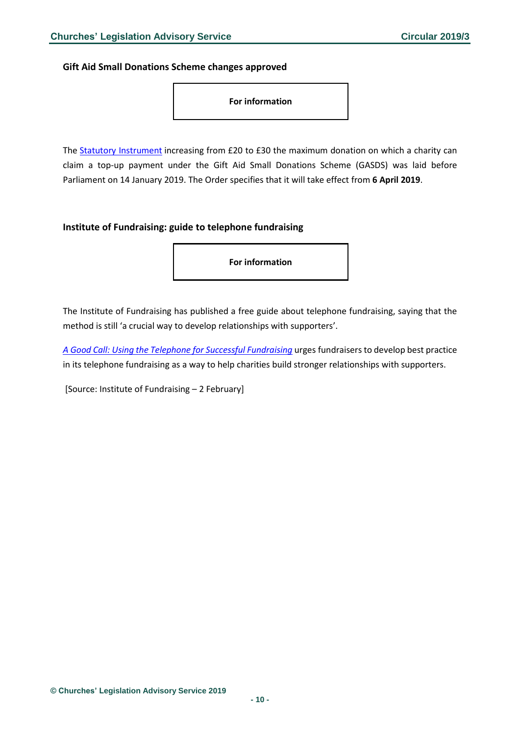### Gift Aid Small Donations Scheme changes approved

**For information**

The Statutory Instrument increasing from £20 to £30 the maximum donation on which a charity can claim a top-up payment under the Gift Aid Small Donations Scheme (GASDS) was laid before Parliament on 14 January 2019. The Order specifies that it will take effect from **6 April 2019**.

### Institute of Fundraising: guide to telephone fundraising

**For information**

The Institute of Fundraising has published a free guide about telephone fundraising, saying that the method is still 'a crucial way to develop relationships with supporters'.

*A Good Call: Using the Telephone for Successful Fundraising* urges fundraisers to develop best practice in its telephone fundraising as a way to help charities build stronger relationships with supporters.

[Source: Institute of Fundraising – 2 February]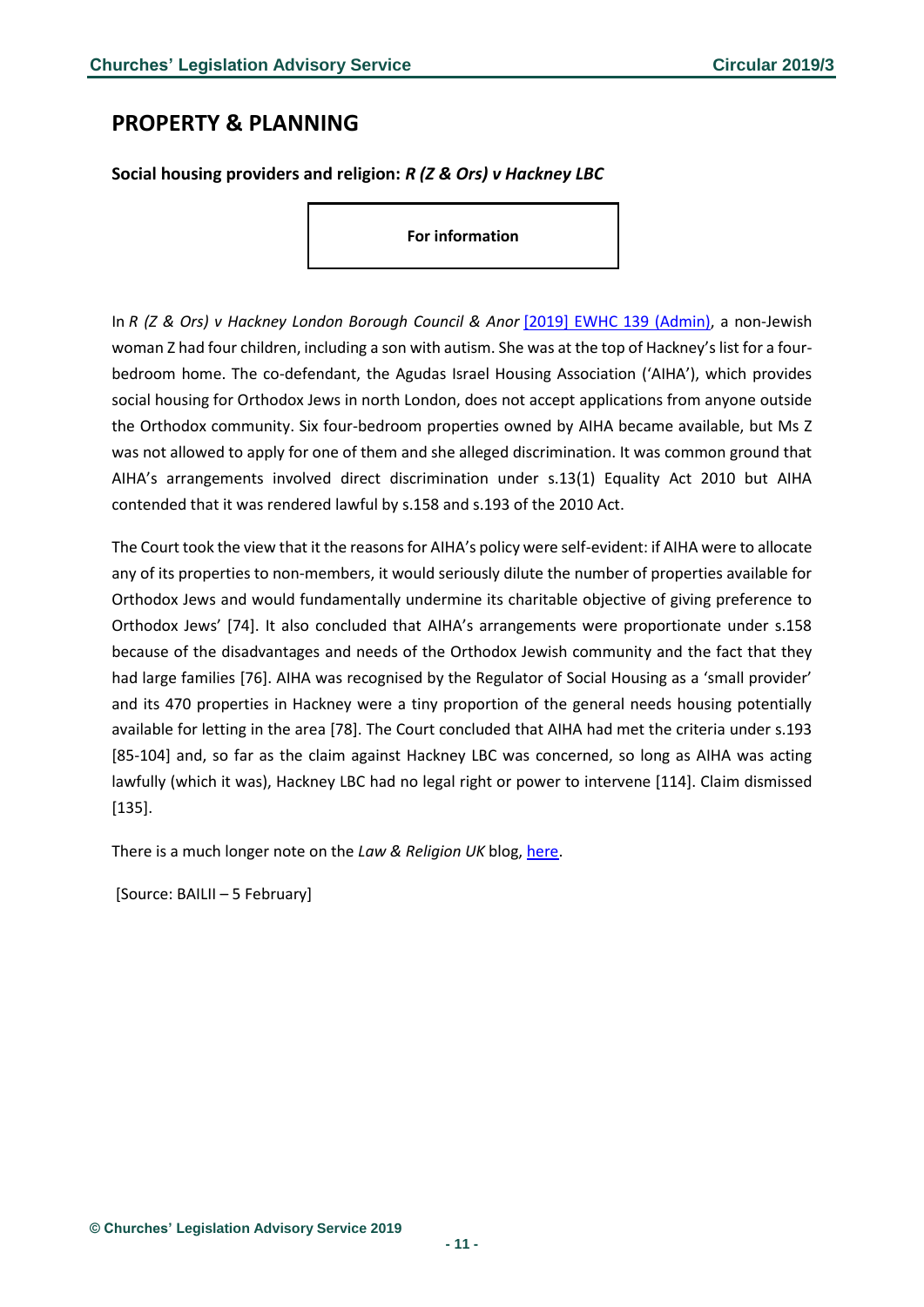## PROPERTY & PLANNING

**Social housing providers and religion:** ***R (Z & Ors) v Hackney LBC***

**For information**

In *R (Z & Ors) v Hackney London Borough Council & Anor* [2019] EWHC 139 (Admin), a non-Jewish woman Z had four children, including a son with autism. She was at the top of Hackney's list for a four-bedroom home. The co-defendant, the Agudas Israel Housing Association ('AIHA'), which provides social housing for Orthodox Jews in north London, does not accept applications from anyone outside the Orthodox community. Six four-bedroom properties owned by AIHA became available, but Ms Z was not allowed to apply for one of them and she alleged discrimination. It was common ground that AIHA's arrangements involved direct discrimination under s.13(1) Equality Act 2010 but AIHA contended that it was rendered lawful by s.158 and s.193 of the 2010 Act.

The Court took the view that it the reasons for AIHA's policy were self-evident: if AIHA were to allocate any of its properties to non-members, it would seriously dilute the number of properties available for Orthodox Jews and would fundamentally undermine its charitable objective of giving preference to Orthodox Jews' [74]. It also concluded that AIHA's arrangements were proportionate under s.158 because of the disadvantages and needs of the Orthodox Jewish community and the fact that they had large families [76]. AIHA was recognised by the Regulator of Social Housing as a 'small provider' and its 470 properties in Hackney were a tiny proportion of the general needs housing potentially available for letting in the area [78]. The Court concluded that AIHA had met the criteria under s.193 [85-104] and, so far as the claim against Hackney LBC was concerned, so long as AIHA was acting lawfully (which it was), Hackney LBC had no legal right or power to intervene [114]. Claim dismissed [135].

There is a much longer note on the *Law & Religion UK* blog, here.

[Source: BAILII – 5 February]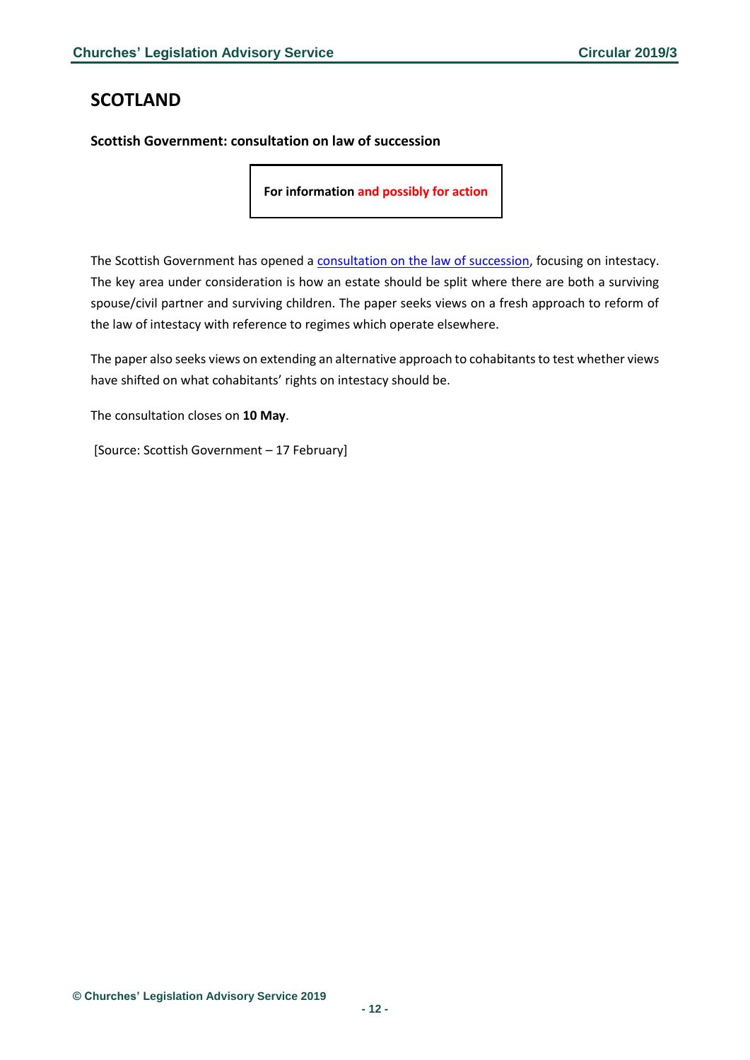# SCOTLAND

### Scottish Government: consultation on law of succession

**For information and possibly for action**

The Scottish Government has opened a consultation on the law of succession, focusing on intestacy. The key area under consideration is how an estate should be split where there are both a surviving spouse/civil partner and surviving children. The paper seeks views on a fresh approach to reform of the law of intestacy with reference to regimes which operate elsewhere.

The paper also seeks views on extending an alternative approach to cohabitants to test whether views have shifted on what cohabitants' rights on intestacy should be.

The consultation closes on **10 May**.

[Source: Scottish Government – 17 February]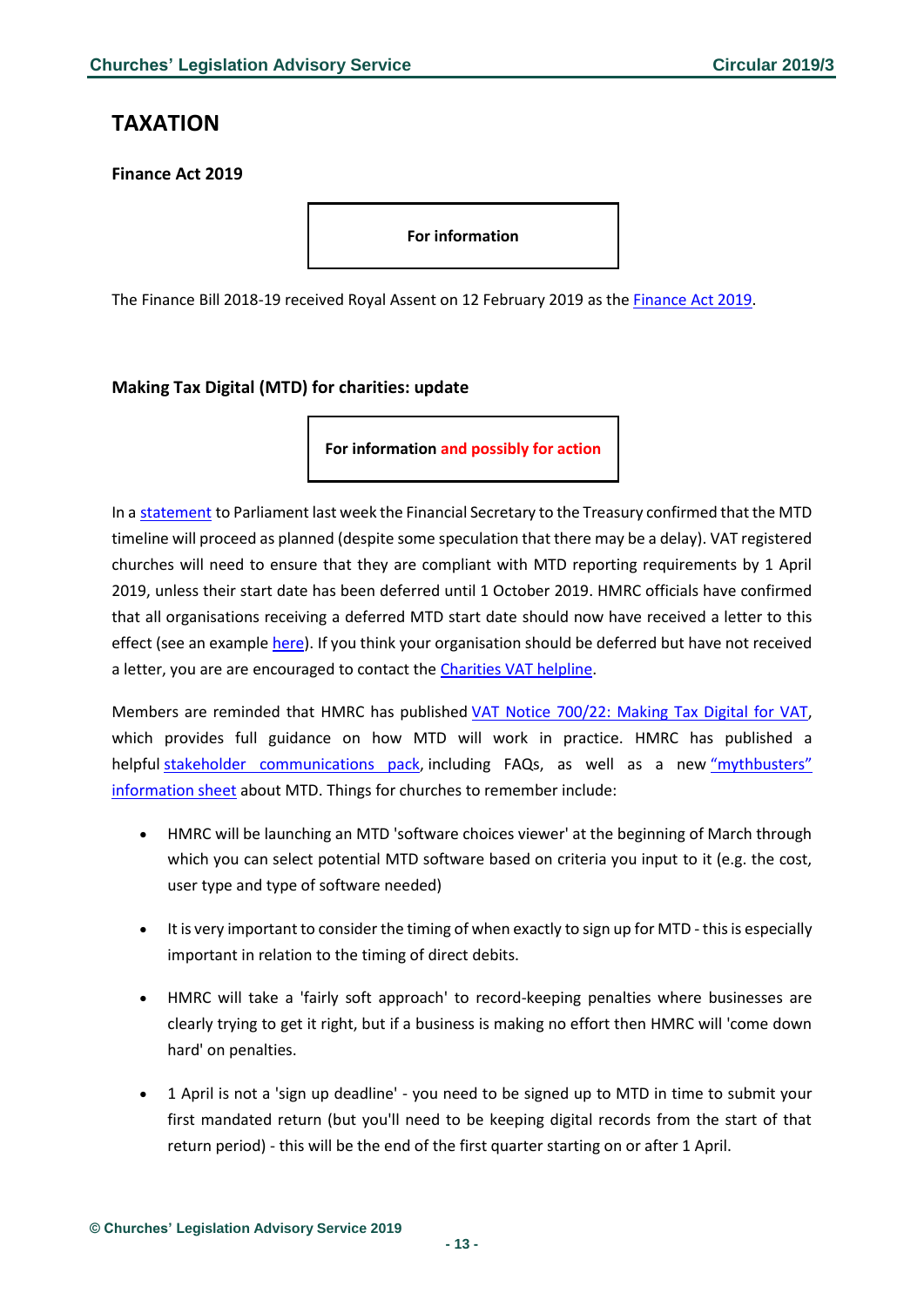# TAXATION

### Finance Act 2019

**For information**

The Finance Bill 2018-19 received Royal Assent on 12 February 2019 as the Finance Act 2019.

### Making Tax Digital (MTD) for charities: update

**For information and possibly for action**

In a statement to Parliament last week the Financial Secretary to the Treasury confirmed that the MTD timeline will proceed as planned (despite some speculation that there may be a delay). VAT registered churches will need to ensure that they are compliant with MTD reporting requirements by 1 April 2019, unless their start date has been deferred until 1 October 2019. HMRC officials have confirmed that all organisations receiving a deferred MTD start date should now have received a letter to this effect (see an example here). If you think your organisation should be deferred but have not received a letter, you are are encouraged to contact the Charities VAT helpline.

Members are reminded that HMRC has published VAT Notice 700/22: Making Tax Digital for VAT, which provides full guidance on how MTD will work in practice. HMRC has published a helpful stakeholder communications pack, including FAQs, as well as a new "mythbusters" information sheet about MTD. Things for churches to remember include:

- HMRC will be launching an MTD 'software choices viewer' at the beginning of March through which you can select potential MTD software based on criteria you input to it (e.g. the cost, user type and type of software needed)
- It is very important to consider the timing of when exactly to sign up for MTD - this is especially important in relation to the timing of direct debits.
- HMRC will take a 'fairly soft approach' to record-keeping penalties where businesses are clearly trying to get it right, but if a business is making no effort then HMRC will 'come down hard' on penalties.
- 1 April is not a 'sign up deadline' - you need to be signed up to MTD in time to submit your first mandated return (but you'll need to be keeping digital records from the start of that return period) - this will be the end of the first quarter starting on or after 1 April.